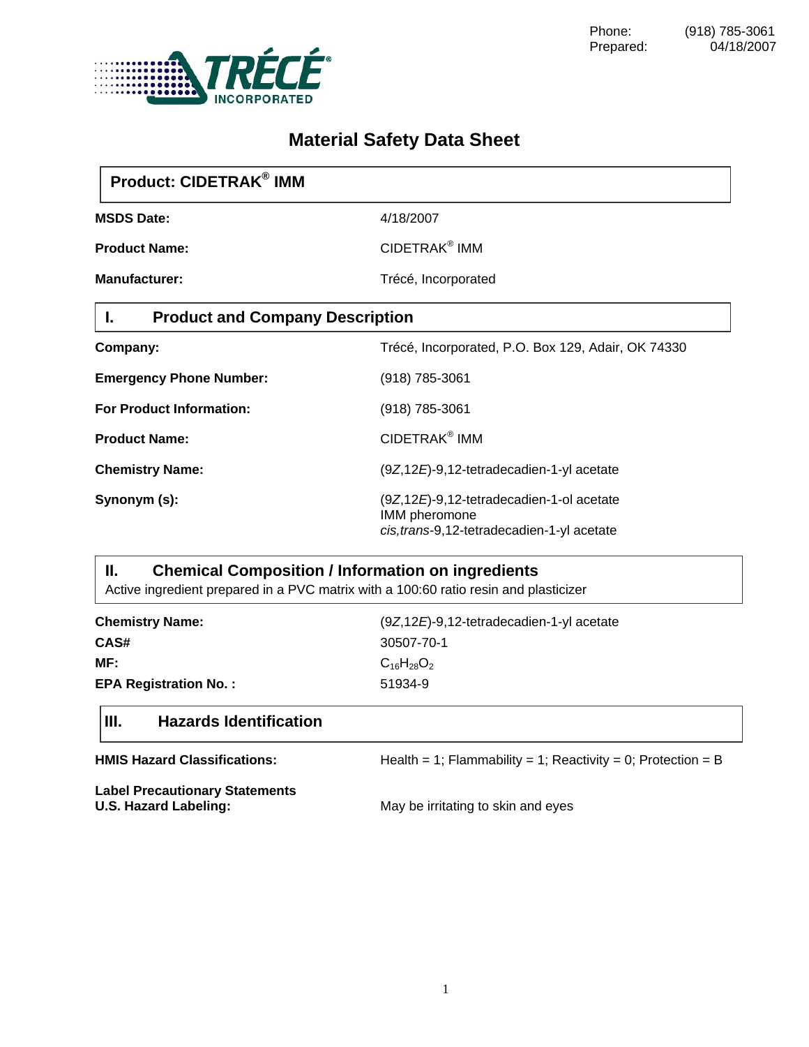Phone: (918) 785-3061
Prepared: 04/18/2007

TRÉCÉ® INCORPORATED

# Material Safety Data Sheet

## Product: CIDETRAK® IMM

| | |
|---|---|
| **MSDS Date:** | 4/18/2007 |
| **Product Name:** | CIDETRAK® IMM |
| **Manufacturer:** | Trécé, Incorporated |

## I. Product and Company Description

| | |
|---|---|
| **Company:** | Trécé, Incorporated, P.O. Box 129, Adair, OK 74330 |
| **Emergency Phone Number:** | (918) 785-3061 |
| **For Product Information:** | (918) 785-3061 |
| **Product Name:** | CIDETRAK® IMM |
| **Chemistry Name:** | (9*Z*,12*E*)-9,12-tetradecadien-1-yl acetate |
| **Synonym (s):** | (9*Z*,12*E*)-9,12-tetradecadien-1-ol acetate<br>IMM pheromone<br>*cis,trans*-9,12-tetradecadien-1-yl acetate |

## II. Chemical Composition / Information on ingredients

Active ingredient prepared in a PVC matrix with a 100:60 ratio resin and plasticizer

| | |
|---|---|
| **Chemistry Name:** | (9*Z*,12*E*)-9,12-tetradecadien-1-yl acetate |
| **CAS#** | 30507-70-1 |
| **MF:** | $C_{16}H_{28}O_2$ |
| **EPA Registration No. :** | 51934-9 |

## III. Hazards Identification

| | |
|---|---|
| **HMIS Hazard Classifications:** | Health = 1; Flammability = 1; Reactivity = 0; Protection = B |
| **Label Precautionary Statements U.S. Hazard Labeling:** | May be irritating to skin and eyes |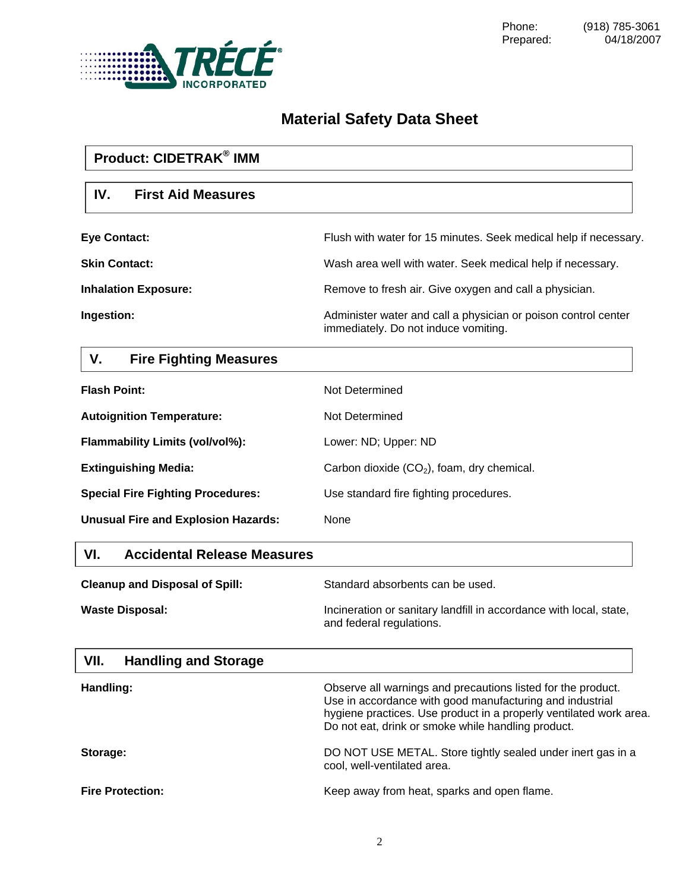Phone: (918) 785-3061
Prepared: 04/18/2007

# Material Safety Data Sheet

## Product: CIDETRAK® IMM

## IV. First Aid Measures

| | |
|---|---|
| **Eye Contact:** | Flush with water for 15 minutes. Seek medical help if necessary. |
| **Skin Contact:** | Wash area well with water. Seek medical help if necessary. |
| **Inhalation Exposure:** | Remove to fresh air. Give oxygen and call a physician. |
| **Ingestion:** | Administer water and call a physician or poison control center immediately. Do not induce vomiting. |

## V. Fire Fighting Measures

| | |
|---|---|
| **Flash Point:** | Not Determined |
| **Autoignition Temperature:** | Not Determined |
| **Flammability Limits (vol/vol%):** | Lower: ND; Upper: ND |
| **Extinguishing Media:** | Carbon dioxide ($CO_2$), foam, dry chemical. |
| **Special Fire Fighting Procedures:** | Use standard fire fighting procedures. |
| **Unusual Fire and Explosion Hazards:** | None |

## VI. Accidental Release Measures

| | |
|---|---|
| **Cleanup and Disposal of Spill:** | Standard absorbents can be used. |
| **Waste Disposal:** | Incineration or sanitary landfill in accordance with local, state, and federal regulations. |

## VII. Handling and Storage

| | |
|---|---|
| **Handling:** | Observe all warnings and precautions listed for the product. Use in accordance with good manufacturing and industrial hygiene practices. Use product in a properly ventilated work area. Do not eat, drink or smoke while handling product. |
| **Storage:** | DO NOT USE METAL. Store tightly sealed under inert gas in a cool, well-ventilated area. |
| **Fire Protection:** | Keep away from heat, sparks and open flame. |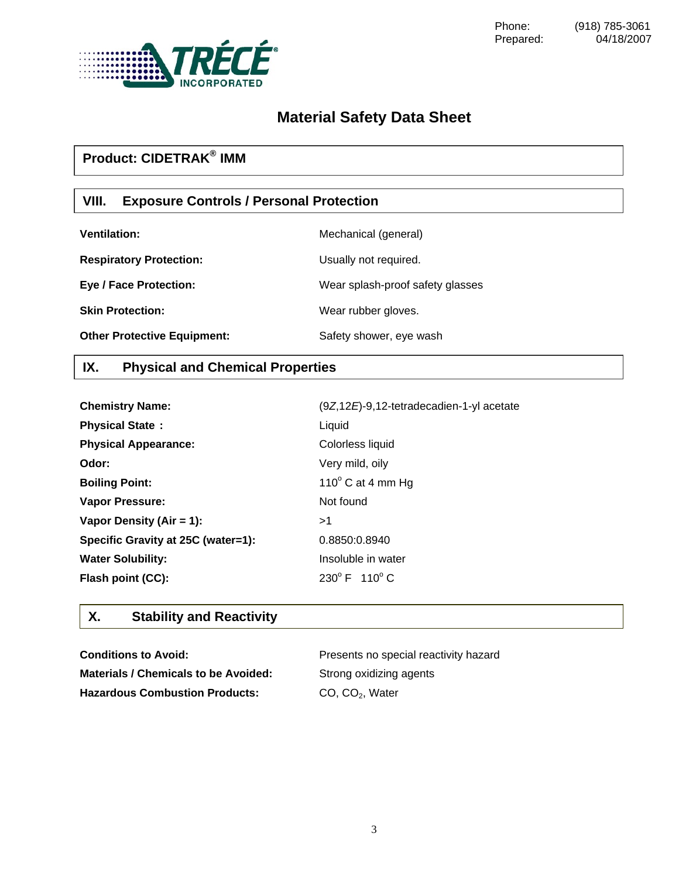Phone: (918) 785-3061
Prepared: 04/18/2007

# Material Safety Data Sheet

## Product: CIDETRAK® IMM

## VIII. Exposure Controls / Personal Protection

| | |
|---|---|
| **Ventilation:** | Mechanical (general) |
| **Respiratory Protection:** | Usually not required. |
| **Eye / Face Protection:** | Wear splash-proof safety glasses |
| **Skin Protection:** | Wear rubber gloves. |
| **Other Protective Equipment:** | Safety shower, eye wash |

## IX. Physical and Chemical Properties

| | |
|---|---|
| **Chemistry Name:** | (9*Z*,12*E*)-9,12-tetradecadien-1-yl acetate |
| **Physical State :** | Liquid |
| **Physical Appearance:** | Colorless liquid |
| **Odor:** | Very mild, oily |
| **Boiling Point:** | 110° C at 4 mm Hg |
| **Vapor Pressure:** | Not found |
| **Vapor Density (Air = 1):** | >1 |
| **Specific Gravity at 25C (water=1):** | 0.8850:0.8940 |
| **Water Solubility:** | Insoluble in water |
| **Flash point (CC):** | 230° F 110° C |

## X. Stability and Reactivity

| | |
|---|---|
| **Conditions to Avoid:** | Presents no special reactivity hazard |
| **Materials / Chemicals to be Avoided:** | Strong oxidizing agents |
| **Hazardous Combustion Products:** | CO, $CO_2$, Water |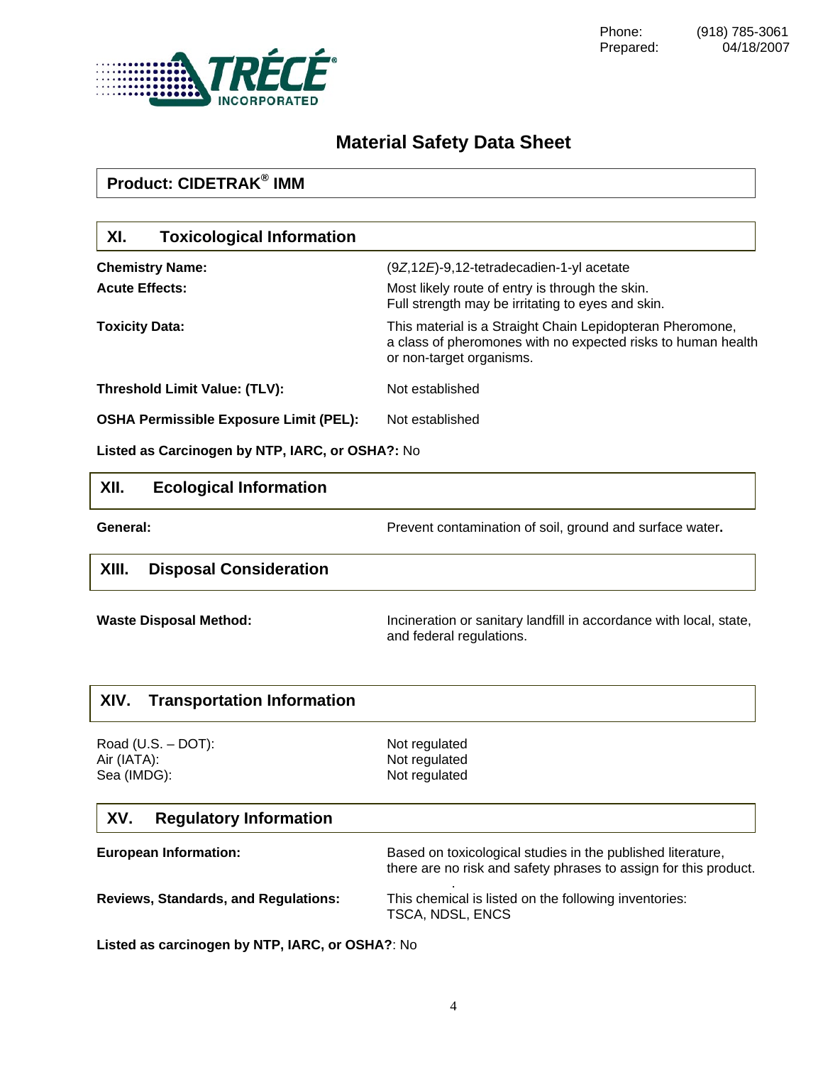Phone: (918) 785-3061
Prepared: 04/18/2007

# Material Safety Data Sheet

## Product: CIDETRAK® IMM

## XI. Toxicological Information

**Chemistry Name:** (9*Z*,12*E*)-9,12-tetradecadien-1-yl acetate

**Acute Effects:** Most likely route of entry is through the skin. Full strength may be irritating to eyes and skin.

**Toxicity Data:** This material is a Straight Chain Lepidopteran Pheromone, a class of pheromones with no expected risks to human health or non-target organisms.

**Threshold Limit Value: (TLV):** Not established

**OSHA Permissible Exposure Limit (PEL):** Not established

**Listed as Carcinogen by NTP, IARC, or OSHA?:** No

## XII. Ecological Information

**General:** Prevent contamination of soil, ground and surface water**.**

## XIII. Disposal Consideration

**Waste Disposal Method:** Incineration or sanitary landfill in accordance with local, state, and federal regulations.

## XIV. Transportation Information

Road (U.S. – DOT): Not regulated
Air (IATA): Not regulated
Sea (IMDG): Not regulated

## XV. Regulatory Information

**European Information:** Based on toxicological studies in the published literature, there are no risk and safety phrases to assign for this product.

**Reviews, Standards, and Regulations:** This chemical is listed on the following inventories: TSCA, NDSL, ENCS

**Listed as carcinogen by NTP, IARC, or OSHA?**: No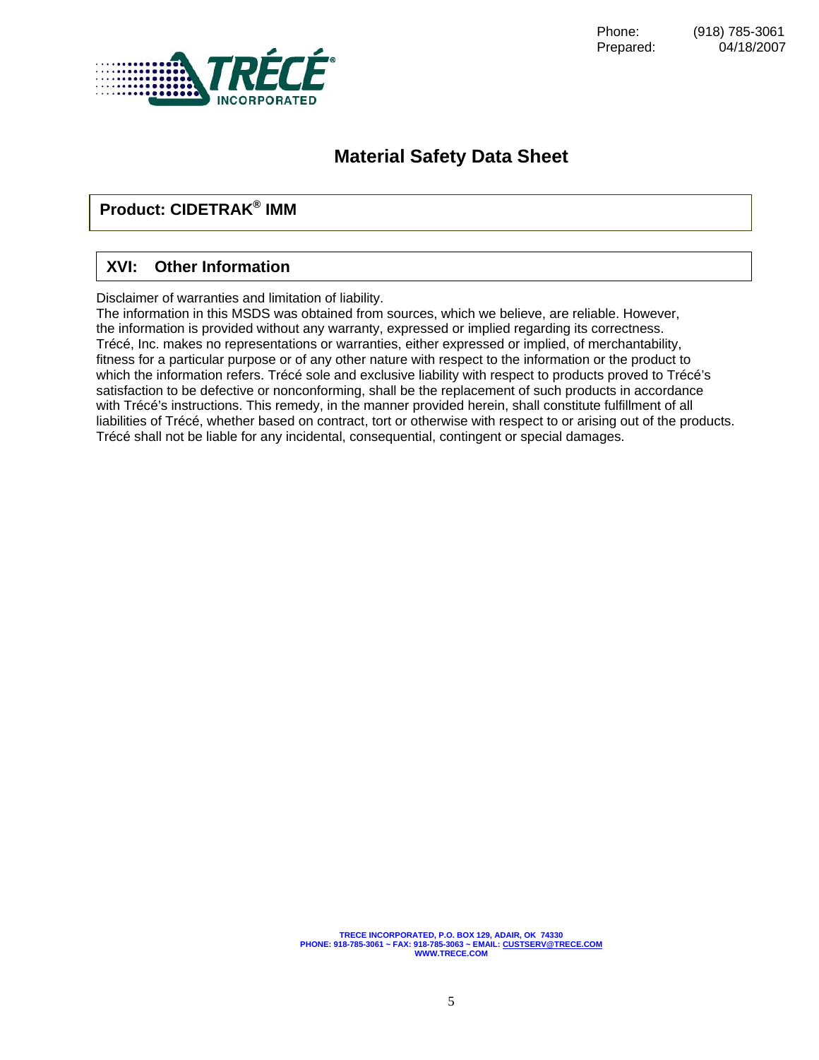Phone: (918) 785-3061
Prepared: 04/18/2007

# Material Safety Data Sheet

**Product: CIDETRAK® IMM**

## XVI: Other Information

Disclaimer of warranties and limitation of liability.
The information in this MSDS was obtained from sources, which we believe, are reliable. However, the information is provided without any warranty, expressed or implied regarding its correctness. Trécé, Inc. makes no representations or warranties, either expressed or implied, of merchantability, fitness for a particular purpose or of any other nature with respect to the information or the product to which the information refers. Trécé sole and exclusive liability with respect to products proved to Trécé's satisfaction to be defective or nonconforming, shall be the replacement of such products in accordance with Trécé's instructions. This remedy, in the manner provided herein, shall constitute fulfillment of all liabilities of Trécé, whether based on contract, tort or otherwise with respect to or arising out of the products. Trécé shall not be liable for any incidental, consequential, contingent or special damages.

TRECE INCORPORATED, P.O. BOX 129, ADAIR, OK 74330
PHONE: 918-785-3061 ~ FAX: 918-785-3063 ~ EMAIL: CUSTSERV@TRECE.COM
WWW.TRECE.COM